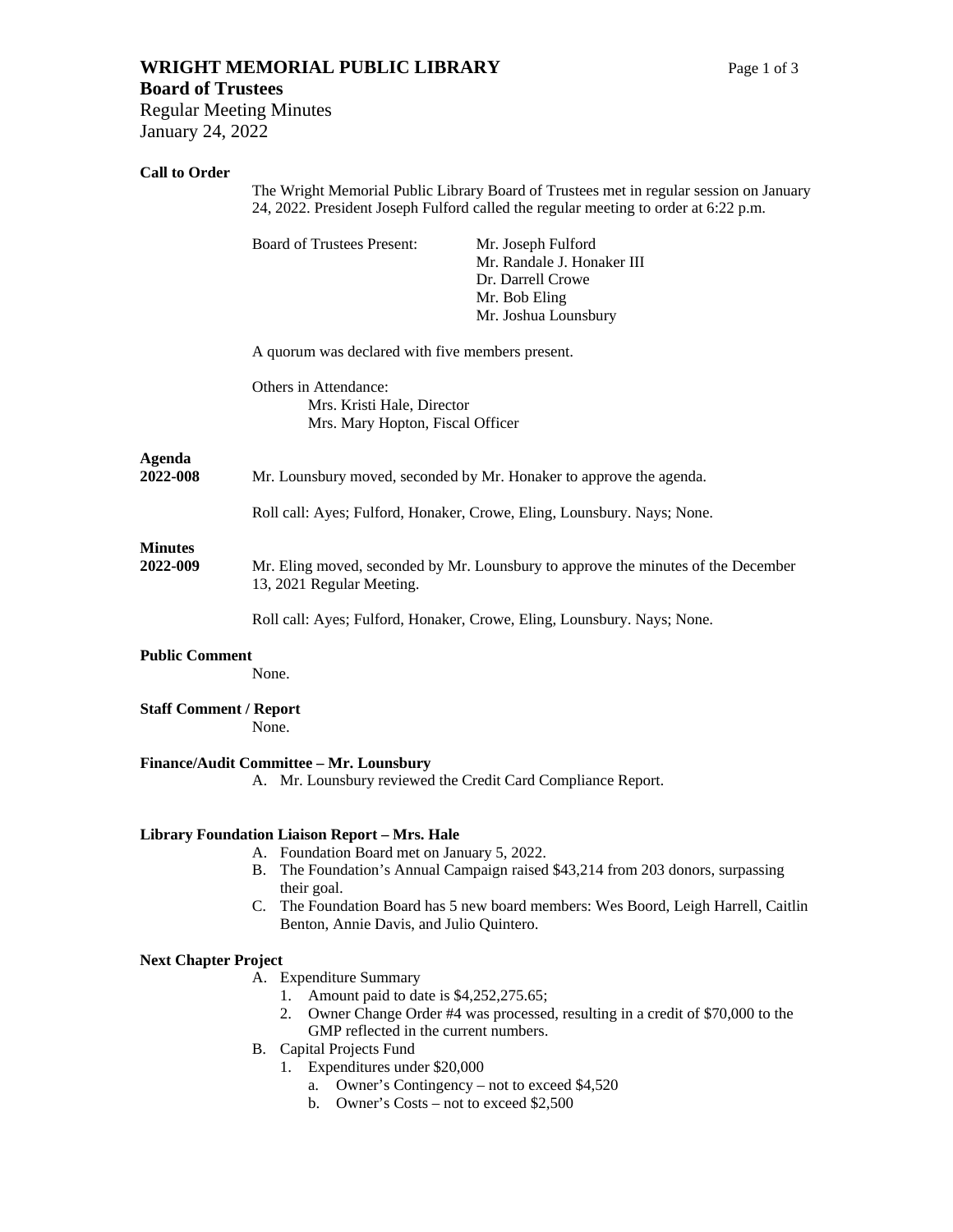# WRIGHT MEMORIAL PUBLIC LIBRARY

## Board of Trustees

Regular Meeting Minutes
January 24, 2022

**Call to Order**

The Wright Memorial Public Library Board of Trustees met in regular session on January 24, 2022. President Joseph Fulford called the regular meeting to order at 6:22 p.m.

Board of Trustees Present:
- Mr. Joseph Fulford
- Mr. Randale J. Honaker III
- Dr. Darrell Crowe
- Mr. Bob Eling
- Mr. Joshua Lounsbury

A quorum was declared with five members present.

Others in Attendance:
- Mrs. Kristi Hale, Director
- Mrs. Mary Hopton, Fiscal Officer

**Agenda**

**2022-008** Mr. Lounsbury moved, seconded by Mr. Honaker to approve the agenda.

Roll call: Ayes; Fulford, Honaker, Crowe, Eling, Lounsbury. Nays; None.

**Minutes**

**2022-009** Mr. Eling moved, seconded by Mr. Lounsbury to approve the minutes of the December 13, 2021 Regular Meeting.

Roll call: Ayes; Fulford, Honaker, Crowe, Eling, Lounsbury. Nays; None.

**Public Comment**

None.

**Staff Comment / Report**

None.

**Finance/Audit Committee – Mr. Lounsbury**

A. Mr. Lounsbury reviewed the Credit Card Compliance Report.

**Library Foundation Liaison Report – Mrs. Hale**

A. Foundation Board met on January 5, 2022.
B. The Foundation's Annual Campaign raised $43,214 from 203 donors, surpassing their goal.
C. The Foundation Board has 5 new board members: Wes Boord, Leigh Harrell, Caitlin Benton, Annie Davis, and Julio Quintero.

**Next Chapter Project**

A. Expenditure Summary
   1. Amount paid to date is $4,252,275.65;
   2. Owner Change Order #4 was processed, resulting in a credit of $70,000 to the GMP reflected in the current numbers.
B. Capital Projects Fund
   1. Expenditures under $20,000
      a. Owner's Contingency – not to exceed $4,520
      b. Owner's Costs – not to exceed $2,500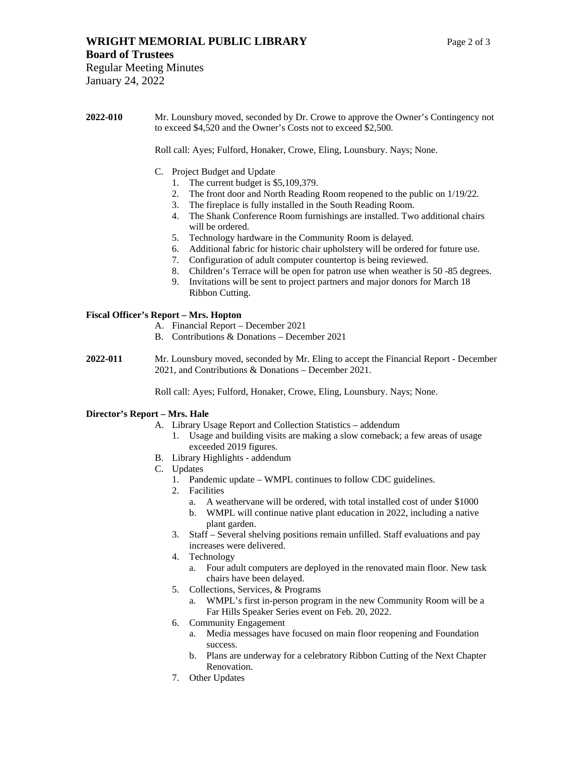**2022-010** Mr. Lounsbury moved, seconded by Dr. Crowe to approve the Owner's Contingency not to exceed $4,520 and the Owner's Costs not to exceed $2,500.

Roll call: Ayes; Fulford, Honaker, Crowe, Eling, Lounsbury. Nays; None.

C. Project Budget and Update
   1. The current budget is $5,109,379.
   2. The front door and North Reading Room reopened to the public on 1/19/22.
   3. The fireplace is fully installed in the South Reading Room.
   4. The Shank Conference Room furnishings are installed. Two additional chairs will be ordered.
   5. Technology hardware in the Community Room is delayed.
   6. Additional fabric for historic chair upholstery will be ordered for future use.
   7. Configuration of adult computer countertop is being reviewed.
   8. Children's Terrace will be open for patron use when weather is 50 -85 degrees.
   9. Invitations will be sent to project partners and major donors for March 18 Ribbon Cutting.

**Fiscal Officer's Report – Mrs. Hopton**

A. Financial Report – December 2021
B. Contributions & Donations – December 2021

**2022-011** Mr. Lounsbury moved, seconded by Mr. Eling to accept the Financial Report - December 2021, and Contributions & Donations – December 2021.

Roll call: Ayes; Fulford, Honaker, Crowe, Eling, Lounsbury. Nays; None.

**Director's Report – Mrs. Hale**

A. Library Usage Report and Collection Statistics – addendum
   1. Usage and building visits are making a slow comeback; a few areas of usage exceeded 2019 figures.
B. Library Highlights - addendum
C. Updates
   1. Pandemic update – WMPL continues to follow CDC guidelines.
   2. Facilities
      a. A weathervane will be ordered, with total installed cost of under $1000
      b. WMPL will continue native plant education in 2022, including a native plant garden.
   3. Staff – Several shelving positions remain unfilled. Staff evaluations and pay increases were delivered.
   4. Technology
      a. Four adult computers are deployed in the renovated main floor. New task chairs have been delayed.
   5. Collections, Services, & Programs
      a. WMPL's first in-person program in the new Community Room will be a Far Hills Speaker Series event on Feb. 20, 2022.
   6. Community Engagement
      a. Media messages have focused on main floor reopening and Foundation success.
      b. Plans are underway for a celebratory Ribbon Cutting of the Next Chapter Renovation.
   7. Other Updates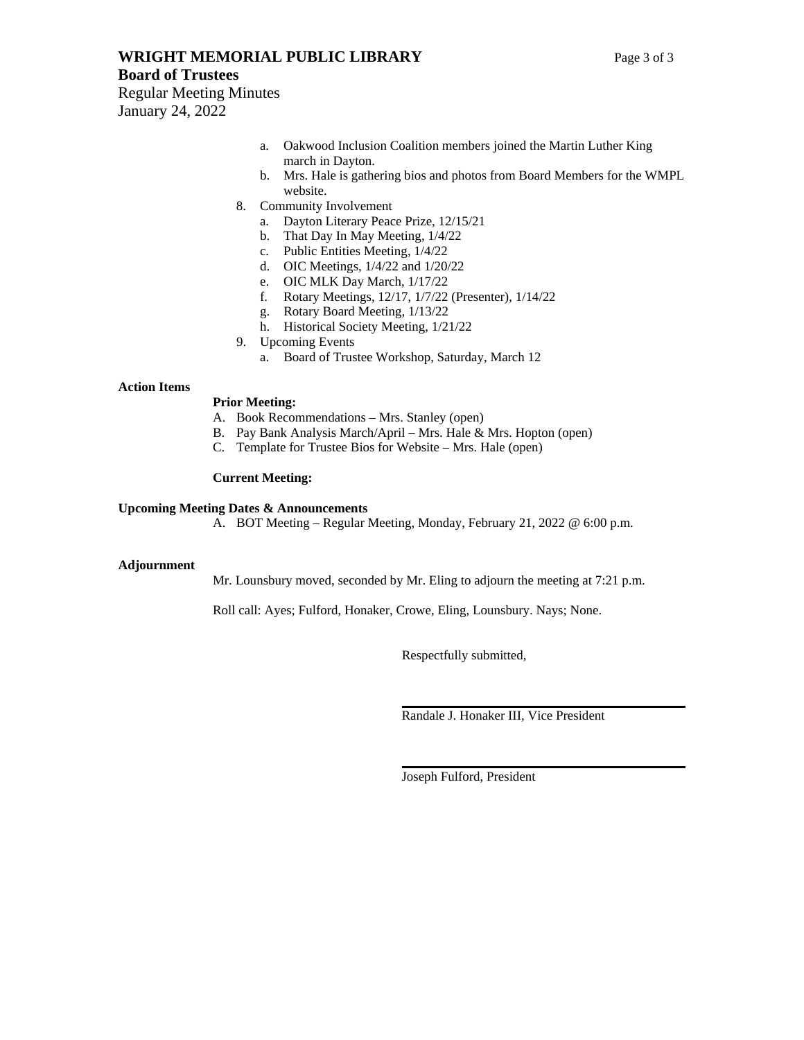a. Oakwood Inclusion Coalition members joined the Martin Luther King march in Dayton.
   b. Mrs. Hale is gathering bios and photos from Board Members for the WMPL website.

8. Community Involvement
   a. Dayton Literary Peace Prize, 12/15/21
   b. That Day In May Meeting, 1/4/22
   c. Public Entities Meeting, 1/4/22
   d. OIC Meetings, 1/4/22 and 1/20/22
   e. OIC MLK Day March, 1/17/22
   f. Rotary Meetings, 12/17, 1/7/22 (Presenter), 1/14/22
   g. Rotary Board Meeting, 1/13/22
   h. Historical Society Meeting, 1/21/22
9. Upcoming Events
   a. Board of Trustee Workshop, Saturday, March 12

**Action Items**

**Prior Meeting:**

A. Book Recommendations – Mrs. Stanley (open)
B. Pay Bank Analysis March/April – Mrs. Hale & Mrs. Hopton (open)
C. Template for Trustee Bios for Website – Mrs. Hale (open)

**Current Meeting:**

**Upcoming Meeting Dates & Announcements**

A. BOT Meeting – Regular Meeting, Monday, February 21, 2022 @ 6:00 p.m.

**Adjournment**

Mr. Lounsbury moved, seconded by Mr. Eling to adjourn the meeting at 7:21 p.m.

Roll call: Ayes; Fulford, Honaker, Crowe, Eling, Lounsbury. Nays; None.

Respectfully submitted,

Randale J. Honaker III, Vice President

Joseph Fulford, President